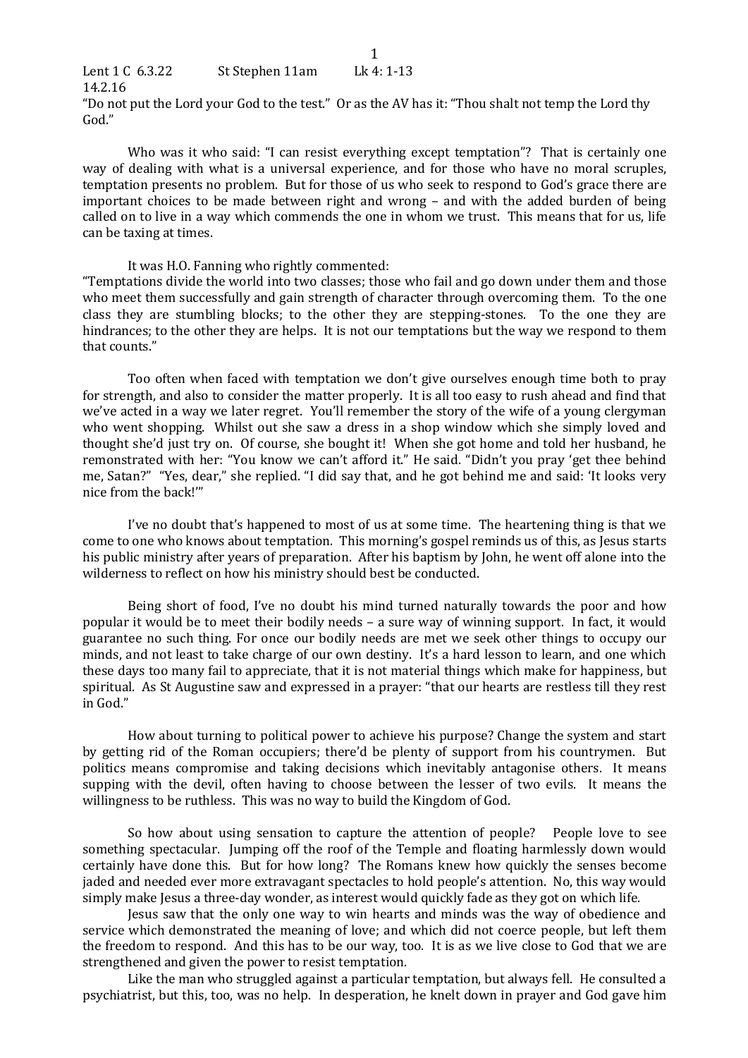Lent 1 C 6.3.22 St Stephen 11am Lk 4: 1-13
14.2.16
"Do not put the Lord your God to the test." Or as the AV has it: "Thou shalt not temp the Lord thy God."

Who was it who said: "I can resist everything except temptation"? That is certainly one way of dealing with what is a universal experience, and for those who have no moral scruples, temptation presents no problem. But for those of us who seek to respond to God's grace there are important choices to be made between right and wrong – and with the added burden of being called on to live in a way which commends the one in whom we trust. This means that for us, life can be taxing at times.

It was H.O. Fanning who rightly commented:
"Temptations divide the world into two classes; those who fail and go down under them and those who meet them successfully and gain strength of character through overcoming them. To the one class they are stumbling blocks; to the other they are stepping-stones. To the one they are hindrances; to the other they are helps. It is not our temptations but the way we respond to them that counts."

Too often when faced with temptation we don't give ourselves enough time both to pray for strength, and also to consider the matter properly. It is all too easy to rush ahead and find that we've acted in a way we later regret. You'll remember the story of the wife of a young clergyman who went shopping. Whilst out she saw a dress in a shop window which she simply loved and thought she'd just try on. Of course, she bought it! When she got home and told her husband, he remonstrated with her: "You know we can't afford it." He said. "Didn't you pray 'get thee behind me, Satan?" "Yes, dear," she replied. "I did say that, and he got behind me and said: 'It looks very nice from the back!'"

I've no doubt that's happened to most of us at some time. The heartening thing is that we come to one who knows about temptation. This morning's gospel reminds us of this, as Jesus starts his public ministry after years of preparation. After his baptism by John, he went off alone into the wilderness to reflect on how his ministry should best be conducted.

Being short of food, I've no doubt his mind turned naturally towards the poor and how popular it would be to meet their bodily needs – a sure way of winning support. In fact, it would guarantee no such thing. For once our bodily needs are met we seek other things to occupy our minds, and not least to take charge of our own destiny. It's a hard lesson to learn, and one which these days too many fail to appreciate, that it is not material things which make for happiness, but spiritual. As St Augustine saw and expressed in a prayer: "that our hearts are restless till they rest in God."

How about turning to political power to achieve his purpose? Change the system and start by getting rid of the Roman occupiers; there'd be plenty of support from his countrymen. But politics means compromise and taking decisions which inevitably antagonise others. It means supping with the devil, often having to choose between the lesser of two evils. It means the willingness to be ruthless. This was no way to build the Kingdom of God.

So how about using sensation to capture the attention of people? People love to see something spectacular. Jumping off the roof of the Temple and floating harmlessly down would certainly have done this. But for how long? The Romans knew how quickly the senses become jaded and needed ever more extravagant spectacles to hold people's attention. No, this way would simply make Jesus a three-day wonder, as interest would quickly fade as they got on which life.

Jesus saw that the only one way to win hearts and minds was the way of obedience and service which demonstrated the meaning of love; and which did not coerce people, but left them the freedom to respond. And this has to be our way, too. It is as we live close to God that we are strengthened and given the power to resist temptation.

Like the man who struggled against a particular temptation, but always fell. He consulted a psychiatrist, but this, too, was no help. In desperation, he knelt down in prayer and God gave him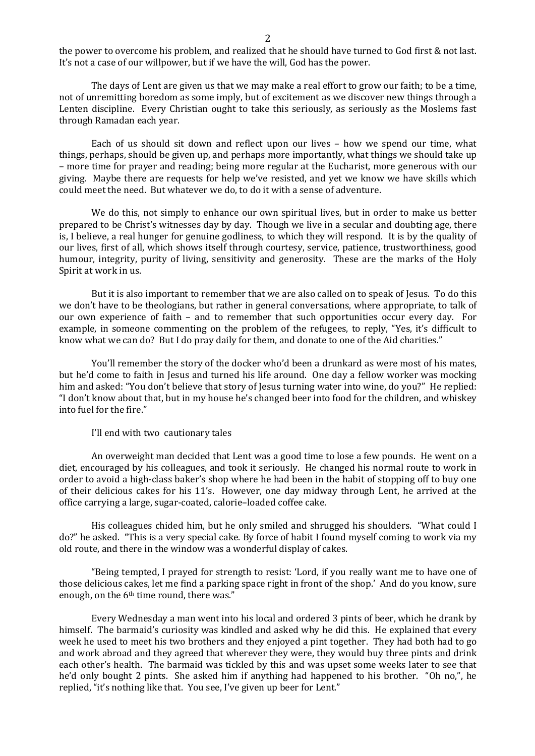the power to overcome his problem, and realized that he should have turned to God first & not last. It's not a case of our willpower, but if we have the will, God has the power.

The days of Lent are given us that we may make a real effort to grow our faith; to be a time, not of unremitting boredom as some imply, but of excitement as we discover new things through a Lenten discipline. Every Christian ought to take this seriously, as seriously as the Moslems fast through Ramadan each year.

Each of us should sit down and reflect upon our lives – how we spend our time, what things, perhaps, should be given up, and perhaps more importantly, what things we should take up – more time for prayer and reading; being more regular at the Eucharist, more generous with our giving. Maybe there are requests for help we've resisted, and yet we know we have skills which could meet the need. But whatever we do, to do it with a sense of adventure.

We do this, not simply to enhance our own spiritual lives, but in order to make us better prepared to be Christ's witnesses day by day. Though we live in a secular and doubting age, there is, I believe, a real hunger for genuine godliness, to which they will respond. It is by the quality of our lives, first of all, which shows itself through courtesy, service, patience, trustworthiness, good humour, integrity, purity of living, sensitivity and generosity. These are the marks of the Holy Spirit at work in us.

But it is also important to remember that we are also called on to speak of Jesus. To do this we don't have to be theologians, but rather in general conversations, where appropriate, to talk of our own experience of faith – and to remember that such opportunities occur every day. For example, in someone commenting on the problem of the refugees, to reply, "Yes, it's difficult to know what we can do? But I do pray daily for them, and donate to one of the Aid charities."

You'll remember the story of the docker who'd been a drunkard as were most of his mates, but he'd come to faith in Jesus and turned his life around. One day a fellow worker was mocking him and asked: "You don't believe that story of Jesus turning water into wine, do you?" He replied: "I don't know about that, but in my house he's changed beer into food for the children, and whiskey into fuel for the fire."

I'll end with two cautionary tales

An overweight man decided that Lent was a good time to lose a few pounds. He went on a diet, encouraged by his colleagues, and took it seriously. He changed his normal route to work in order to avoid a high-class baker's shop where he had been in the habit of stopping off to buy one of their delicious cakes for his 11's. However, one day midway through Lent, he arrived at the office carrying a large, sugar-coated, calorie–loaded coffee cake.

His colleagues chided him, but he only smiled and shrugged his shoulders. "What could I do?" he asked. "This is a very special cake. By force of habit I found myself coming to work via my old route, and there in the window was a wonderful display of cakes.

"Being tempted, I prayed for strength to resist: 'Lord, if you really want me to have one of those delicious cakes, let me find a parking space right in front of the shop.' And do you know, sure enough, on the 6th time round, there was."

Every Wednesday a man went into his local and ordered 3 pints of beer, which he drank by himself. The barmaid's curiosity was kindled and asked why he did this. He explained that every week he used to meet his two brothers and they enjoyed a pint together. They had both had to go and work abroad and they agreed that wherever they were, they would buy three pints and drink each other's health. The barmaid was tickled by this and was upset some weeks later to see that he'd only bought 2 pints. She asked him if anything had happened to his brother. "Oh no,", he replied, "it's nothing like that. You see, I've given up beer for Lent."